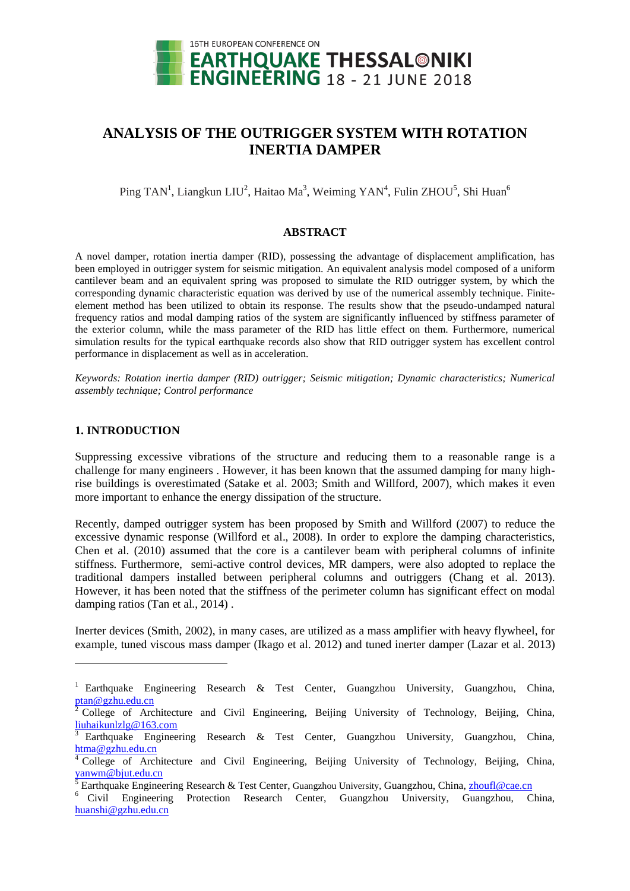# ANALYSIS OF THE OUTRIGGER SYSTEM WITH ROTATION INERTIA DAMPER

Ping TAN[1], Liangkun LIU[2], Haitao Ma[3], Weiming YAN[4], Fulin ZHOU[5], Shi Huan[6]

## ABSTRACT

A novel damper, rotation inertia damper (RID), possessing the advantage of displacement amplification, has been employed in outrigger system for seismic mitigation. An equivalent analysis model composed of a uniform cantilever beam and an equivalent spring was proposed to simulate the RID outrigger system, by which the corresponding dynamic characteristic equation was derived by use of the numerical assembly technique. Finite-element method has been utilized to obtain its response. The results show that the pseudo-undamped natural frequency ratios and modal damping ratios of the system are significantly influenced by stiffness parameter of the exterior column, while the mass parameter of the RID has little effect on them. Furthermore, numerical simulation results for the typical earthquake records also show that RID outrigger system has excellent control performance in displacement as well as in acceleration.

*Keywords: Rotation inertia damper (RID) outrigger; Seismic mitigation; Dynamic characteristics; Numerical assembly technique; Control performance*

## 1. INTRODUCTION

Suppressing excessive vibrations of the structure and reducing them to a reasonable range is a challenge for many engineers . However, it has been known that the assumed damping for many high-rise buildings is overestimated (Satake et al. 2003; Smith and Willford, 2007), which makes it even more important to enhance the energy dissipation of the structure.

Recently, damped outrigger system has been proposed by Smith and Willford (2007) to reduce the excessive dynamic response (Willford et al., 2008). In order to explore the damping characteristics, Chen et al. (2010) assumed that the core is a cantilever beam with peripheral columns of infinite stiffness. Furthermore, semi-active control devices, MR dampers, were also adopted to replace the traditional dampers installed between peripheral columns and outriggers (Chang et al. 2013). However, it has been noted that the stiffness of the perimeter column has significant effect on modal damping ratios (Tan et al., 2014) .

Inerter devices (Smith, 2002), in many cases, are utilized as a mass amplifier with heavy flywheel, for example, tuned viscous mass damper (Ikago et al. 2012) and tuned inerter damper (Lazar et al. 2013)

---

[1] Earthquake Engineering Research & Test Center, Guangzhou University, Guangzhou, China, ptan@gzhu.edu.cn

[2] College of Architecture and Civil Engineering, Beijing University of Technology, Beijing, China, liuhaikunlzlg@163.com

[3] Earthquake Engineering Research & Test Center, Guangzhou University, Guangzhou, China, htma@gzhu.edu.cn

[4] College of Architecture and Civil Engineering, Beijing University of Technology, Beijing, China, yanwm@bjut.edu.cn

[5] Earthquake Engineering Research & Test Center, Guangzhou University, Guangzhou, China, zhoufl@cae.cn

[6] Civil Engineering Protection Research Center, Guangzhou University, Guangzhou, China, huanshi@gzhu.edu.cn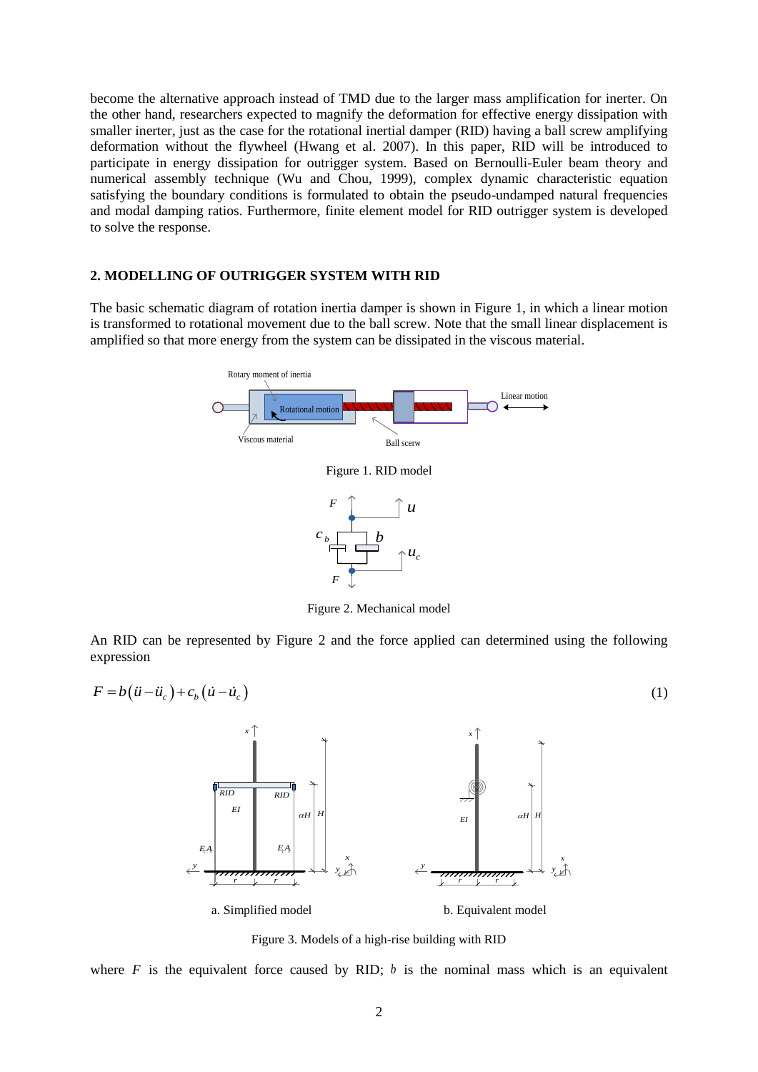become the alternative approach instead of TMD due to the larger mass amplification for inerter. On the other hand, researchers expected to magnify the deformation for effective energy dissipation with smaller inerter, just as the case for the rotational inertial damper (RID) having a ball screw amplifying deformation without the flywheel (Hwang et al. 2007). In this paper, RID will be introduced to participate in energy dissipation for outrigger system. Based on Bernoulli-Euler beam theory and numerical assembly technique (Wu and Chou, 1999), complex dynamic characteristic equation satisfying the boundary conditions is formulated to obtain the pseudo-undamped natural frequencies and modal damping ratios. Furthermore, finite element model for RID outrigger system is developed to solve the response.

## 2. MODELLING OF OUTRIGGER SYSTEM WITH RID

The basic schematic diagram of rotation inertia damper is shown in Figure 1, in which a linear motion is transformed to rotational movement due to the ball screw. Note that the small linear displacement is amplified so that more energy from the system can be dissipated in the viscous material.

Figure 1. RID model

Figure 2. Mechanical model

An RID can be represented by Figure 2 and the force applied can determined using the following expression

$$F = b\left(\ddot{u} - \ddot{u}_c\right) + c_b\left(\dot{u} - \dot{u}_c\right) \tag{1}$$

a. Simplified model

b. Equivalent model

Figure 3. Models of a high-rise building with RID

where $F$ is the equivalent force caused by RID; $b$ is the nominal mass which is an equivalent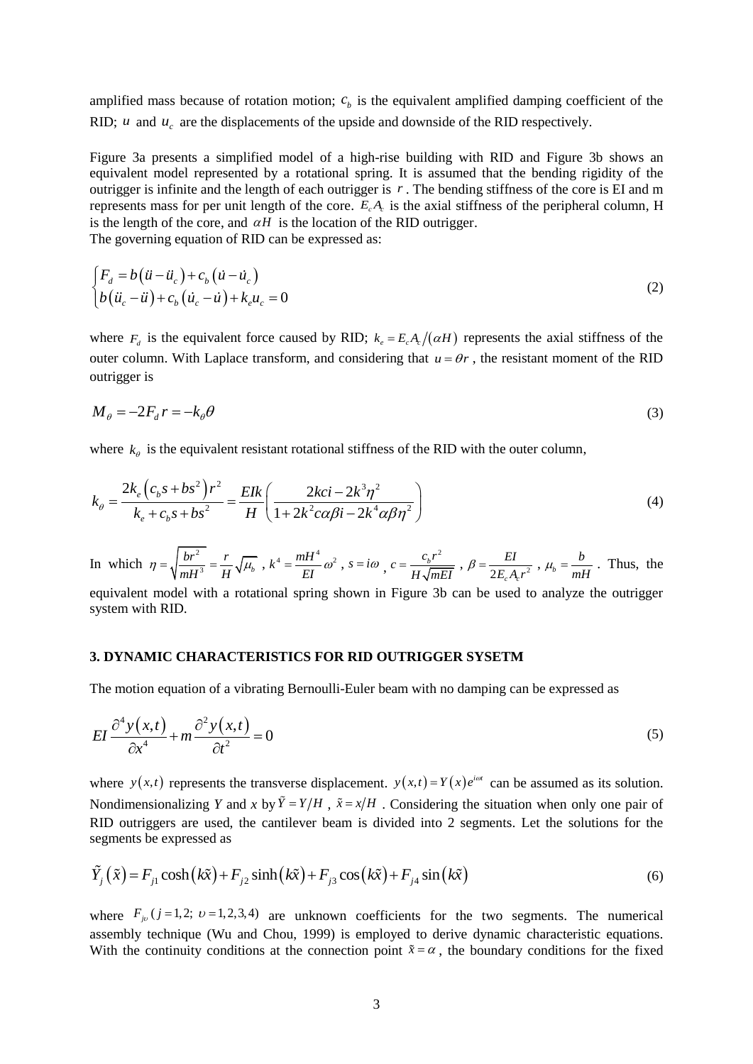amplified mass because of rotation motion; $c_b$ is the equivalent amplified damping coefficient of the RID; $u$ and $u_c$ are the displacements of the upside and downside of the RID respectively.

Figure 3a presents a simplified model of a high-rise building with RID and Figure 3b shows an equivalent model represented by a rotational spring. It is assumed that the bending rigidity of the outrigger is infinite and the length of each outrigger is $r$. The bending stiffness of the core is EI and m represents mass for per unit length of the core. $E_c A_c$ is the axial stiffness of the peripheral column, H is the length of the core, and $\alpha H$ is the location of the RID outrigger.
The governing equation of RID can be expressed as:

$$\begin{cases} F_d = b\left(\ddot{u}-\ddot{u}_c\right)+c_b\left(\dot{u}-\dot{u}_c\right) \\ b\left(\ddot{u}_c-\ddot{u}\right)+c_b\left(\dot{u}_c-\dot{u}\right)+k_e u_c = 0 \end{cases} \tag{2}$$

where $F_d$ is the equivalent force caused by RID; $k_e = E_c A_c/(\alpha H)$ represents the axial stiffness of the outer column. With Laplace transform, and considering that $u=\theta r$, the resistant moment of the RID outrigger is

$$M_\theta = -2F_d r = -k_\theta \theta \tag{3}$$

where $k_\theta$ is the equivalent resistant rotational stiffness of the RID with the outer column,

$$k_\theta = \frac{2k_e\left(c_b s + bs^2\right)r^2}{k_e + c_b s + bs^2} = \frac{EIk}{H}\left(\frac{2kci - 2k^3\eta^2}{1+2k^2 c\alpha\beta i - 2k^4\alpha\beta\eta^2}\right) \tag{4}$$

In which $\eta = \sqrt{\frac{br^2}{mH^3}} = \frac{r}{H}\sqrt{\mu_b}$, $k^4 = \frac{mH^4}{EI}\omega^2$, $s = i\omega$, $c = \frac{c_b r^2}{H\sqrt{mEI}}$, $\beta = \frac{EI}{2E_c A_c r^2}$, $\mu_b = \frac{b}{mH}$. Thus, the equivalent model with a rotational spring shown in Figure 3b can be used to analyze the outrigger system with RID.

## 3. DYNAMIC CHARACTERISTICS FOR RID OUTRIGGER SYSETM

The motion equation of a vibrating Bernoulli-Euler beam with no damping can be expressed as

$$EI\frac{\partial^4 y(x,t)}{\partial x^4} + m\frac{\partial^2 y(x,t)}{\partial t^2} = 0 \tag{5}$$

where $y(x,t)$ represents the transverse displacement. $y(x,t) = Y(x)e^{i\omega t}$ can be assumed as its solution. Nondimensionalizing $Y$ and $x$ by $\tilde{Y} = Y/H$, $\tilde{x} = x/H$. Considering the situation when only one pair of RID outriggers are used, the cantilever beam is divided into 2 segments. Let the solutions for the segments be expressed as

$$\tilde{Y}_j\left(\tilde{x}\right) = F_{j1}\cosh\left(k\tilde{x}\right) + F_{j2}\sinh\left(k\tilde{x}\right) + F_{j3}\cos\left(k\tilde{x}\right) + F_{j4}\sin\left(k\tilde{x}\right) \tag{6}$$

where $F_{j\upsilon}$ $(j=1,2;\ \upsilon=1,2,3,4)$ are unknown coefficients for the two segments. The numerical assembly technique (Wu and Chou, 1999) is employed to derive dynamic characteristic equations. With the continuity conditions at the connection point $\tilde{x}=\alpha$, the boundary conditions for the fixed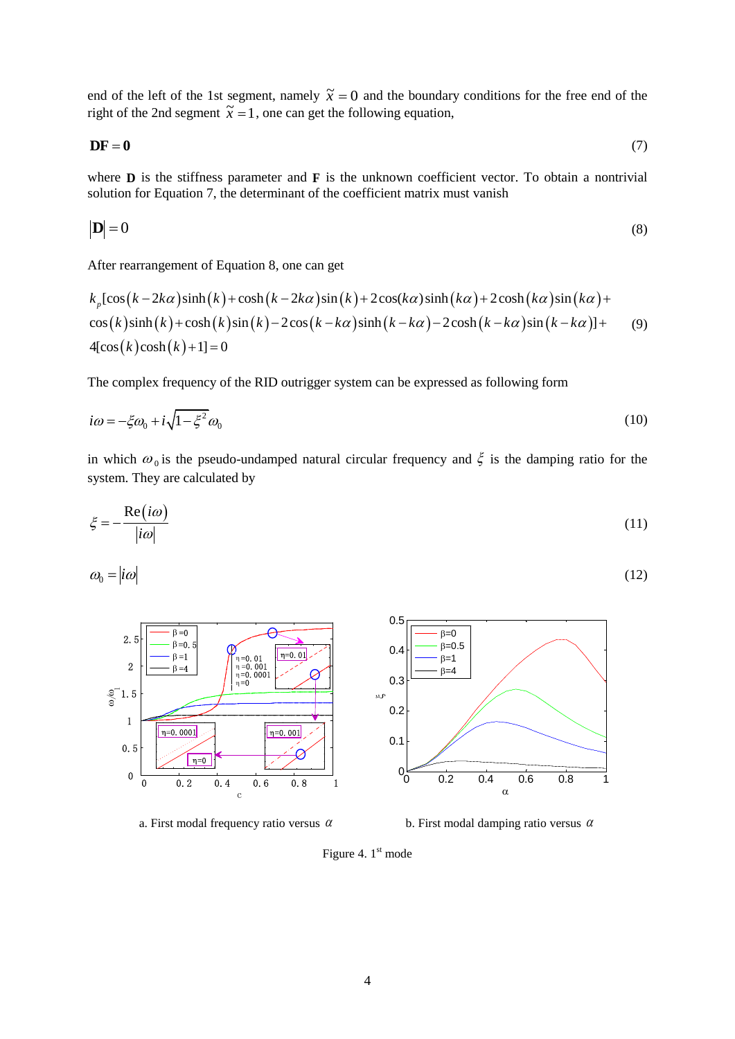end of the left of the 1st segment, namely $\tilde{x} = 0$ and the boundary conditions for the free end of the right of the 2nd segment $\tilde{x} = 1$, one can get the following equation,

$$\mathbf{DF} = \mathbf{0} \tag{7}$$

where $\mathbf{D}$ is the stiffness parameter and $\mathbf{F}$ is the unknown coefficient vector. To obtain a nontrivial solution for Equation 7, the determinant of the coefficient matrix must vanish

$$|\mathbf{D}| = 0 \tag{8}$$

After rearrangement of Equation 8, one can get

$$\begin{aligned} &k_p[\cos(k-2k\alpha)\sinh(k)+\cosh(k-2k\alpha)\sin(k)+2\cos(k\alpha)\sinh(k\alpha)+2\cosh(k\alpha)\sin(k\alpha)+ \\ &\cos(k)\sinh(k)+\cosh(k)\sin(k)-2\cos(k-k\alpha)\sinh(k-k\alpha)-2\cosh(k-k\alpha)\sin(k-k\alpha)]+ \\ &4[\cos(k)\cosh(k)+1]=0 \end{aligned} \tag{9}$$

The complex frequency of the RID outrigger system can be expressed as following form

$$i\omega = -\xi\omega_0 + i\sqrt{1-\xi^2}\,\omega_0 \tag{10}$$

in which $\omega_0$ is the pseudo-undamped natural circular frequency and $\xi$ is the damping ratio for the system. They are calculated by

$$\xi = -\frac{\mathrm{Re}(i\omega)}{|i\omega|} \tag{11}$$

$$\omega_0 = |i\omega| \tag{12}$$

a. First modal frequency ratio versus $\alpha$

b. First modal damping ratio versus $\alpha$

Figure 4. 1st mode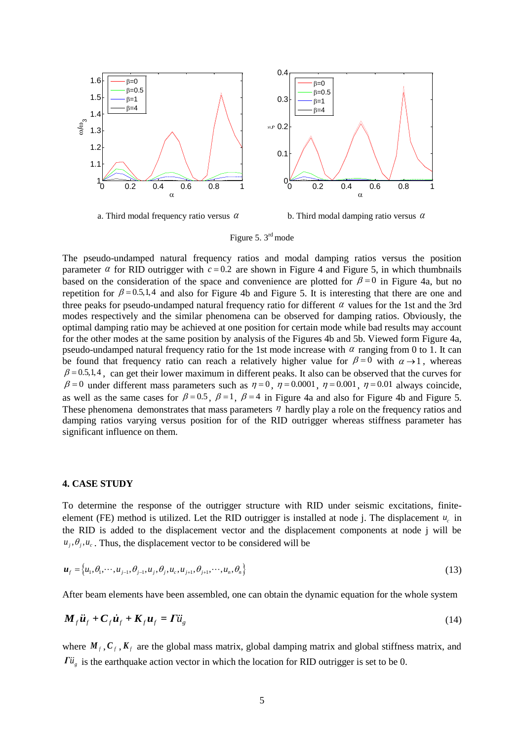a. Third modal frequency ratio versus $\alpha$

b. Third modal damping ratio versus $\alpha$

Figure 5. 3[rd] mode

The pseudo-undamped natural frequency ratios and modal damping ratios versus the position parameter $\alpha$ for RID outrigger with $c = 0.2$ are shown in Figure 4 and Figure 5, in which thumbnails based on the consideration of the space and convenience are plotted for $\beta = 0$ in Figure 4a, but no repetition for $\beta = 0.5, 1, 4$ and also for Figure 4b and Figure 5. It is interesting that there are one and three peaks for pseudo-undamped natural frequency ratio for different $\alpha$ values for the 1st and the 3rd modes respectively and the similar phenomena can be observed for damping ratios. Obviously, the optimal damping ratio may be achieved at one position for certain mode while bad results may account for the other modes at the same position by analysis of the Figures 4b and 5b. Viewed form Figure 4a, pseudo-undamped natural frequency ratio for the 1st mode increase with $\alpha$ ranging from 0 to 1. It can be found that frequency ratio can reach a relatively higher value for $\beta = 0$ with $\alpha \to 1$, whereas $\beta = 0.5, 1, 4$, can get their lower maximum in different peaks. It also can be observed that the curves for $\beta = 0$ under different mass parameters such as $\eta = 0$, $\eta = 0.0001$, $\eta = 0.001$, $\eta = 0.01$ always coincide, as well as the same cases for $\beta = 0.5$, $\beta = 1$, $\beta = 4$ in Figure 4a and also for Figure 4b and Figure 5. These phenomena demonstrates that mass parameters $\eta$ hardly play a role on the frequency ratios and damping ratios varying versus position for of the RID outrigger whereas stiffness parameter has significant influence on them.

## 4. CASE STUDY

To determine the response of the outrigger structure with RID under seismic excitations, finite-element (FE) method is utilized. Let the RID outrigger is installed at node j. The displacement $u_c$ in the RID is added to the displacement vector and the displacement components at node j will be $u_j, \theta_j, u_c$. Thus, the displacement vector to be considered will be

$$\boldsymbol{u}_f = \left\{ u_1, \theta_1, \cdots, u_{j-1}, \theta_{j-1}, u_j, \theta_j, u_c, u_{j+1}, \theta_{j+1}, \cdots, u_n, \theta_n \right\} \tag{13}$$

After beam elements have been assembled, one can obtain the dynamic equation for the whole system

$$\boldsymbol{M}_f \ddot{\boldsymbol{u}}_f + \boldsymbol{C}_f \dot{\boldsymbol{u}}_f + \boldsymbol{K}_f \boldsymbol{u}_f = \boldsymbol{\Gamma} \ddot{u}_g \tag{14}$$

where $\boldsymbol{M}_f, \boldsymbol{C}_f, \boldsymbol{K}_f$ are the global mass matrix, global damping matrix and global stiffness matrix, and $\boldsymbol{\Gamma} \ddot{u}_g$ is the earthquake action vector in which the location for RID outrigger is set to be 0.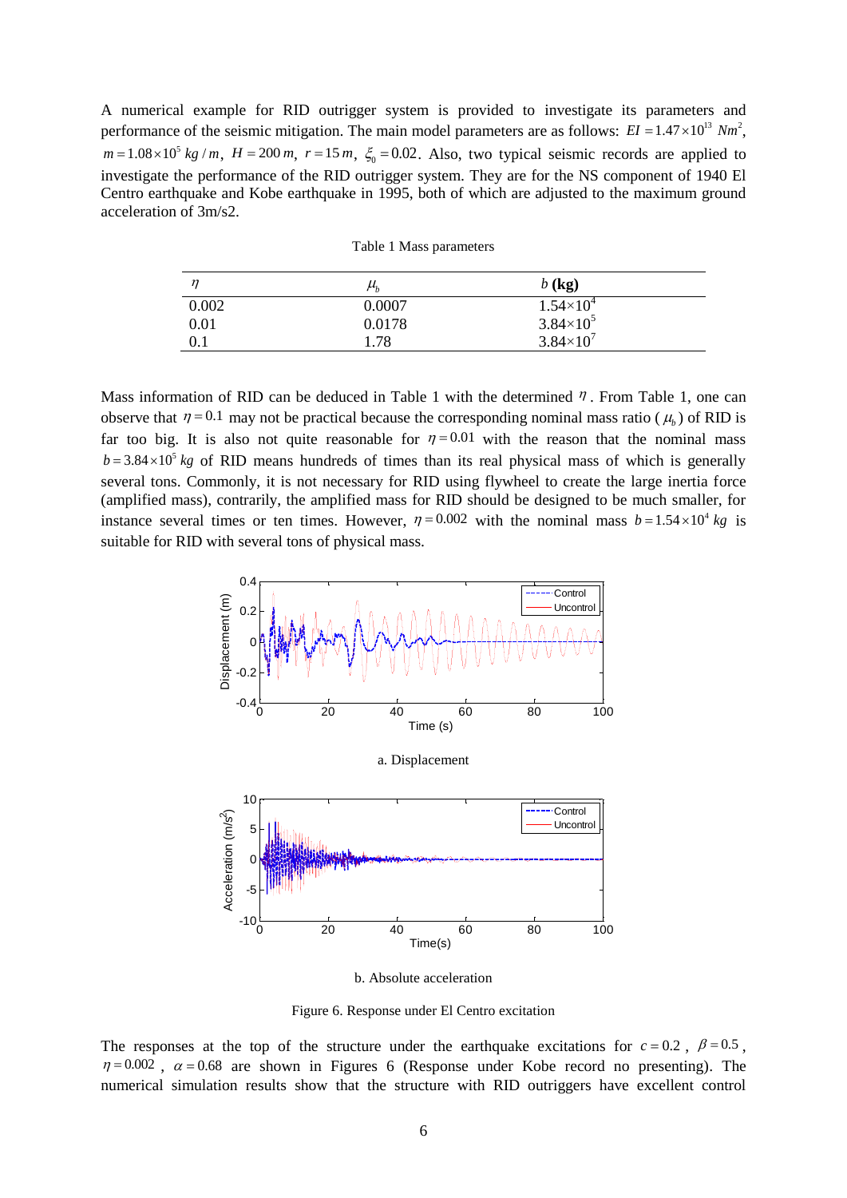A numerical example for RID outrigger system is provided to investigate its parameters and performance of the seismic mitigation. The main model parameters are as follows: $EI = 1.47\times10^{13}\ Nm^2$, $m = 1.08\times10^5\ kg/m$, $H = 200\,m$, $r = 15\,m$, $\xi_0 = 0.02$. Also, two typical seismic records are applied to investigate the performance of the RID outrigger system. They are for the NS component of 1940 El Centro earthquake and Kobe earthquake in 1995, both of which are adjusted to the maximum ground acceleration of 3m/s2.

Table 1 Mass parameters

| $\eta$ | $\mu_b$ | $b$ **(kg)** |
|---|---|---|
| 0.002 | 0.0007 | $1.54\times10^4$ |
| 0.01 | 0.0178 | $3.84\times10^5$ |
| 0.1 | 1.78 | $3.84\times10^7$ |

Mass information of RID can be deduced in Table 1 with the determined $\eta$. From Table 1, one can observe that $\eta = 0.1$ may not be practical because the corresponding nominal mass ratio ($\mu_b$) of RID is far too big. It is also not quite reasonable for $\eta = 0.01$ with the reason that the nominal mass $b = 3.84\times10^5\ kg$ of RID means hundreds of times than its real physical mass of which is generally several tons. Commonly, it is not necessary for RID using flywheel to create the large inertia force (amplified mass), contrarily, the amplified mass for RID should be designed to be much smaller, for instance several times or ten times. However, $\eta = 0.002$ with the nominal mass $b = 1.54\times10^4\ kg$ is suitable for RID with several tons of physical mass.

a. Displacement

b. Absolute acceleration

Figure 6. Response under El Centro excitation

The responses at the top of the structure under the earthquake excitations for $c = 0.2$, $\beta = 0.5$, $\eta = 0.002$, $\alpha = 0.68$ are shown in Figures 6 (Response under Kobe record no presenting). The numerical simulation results show that the structure with RID outriggers have excellent control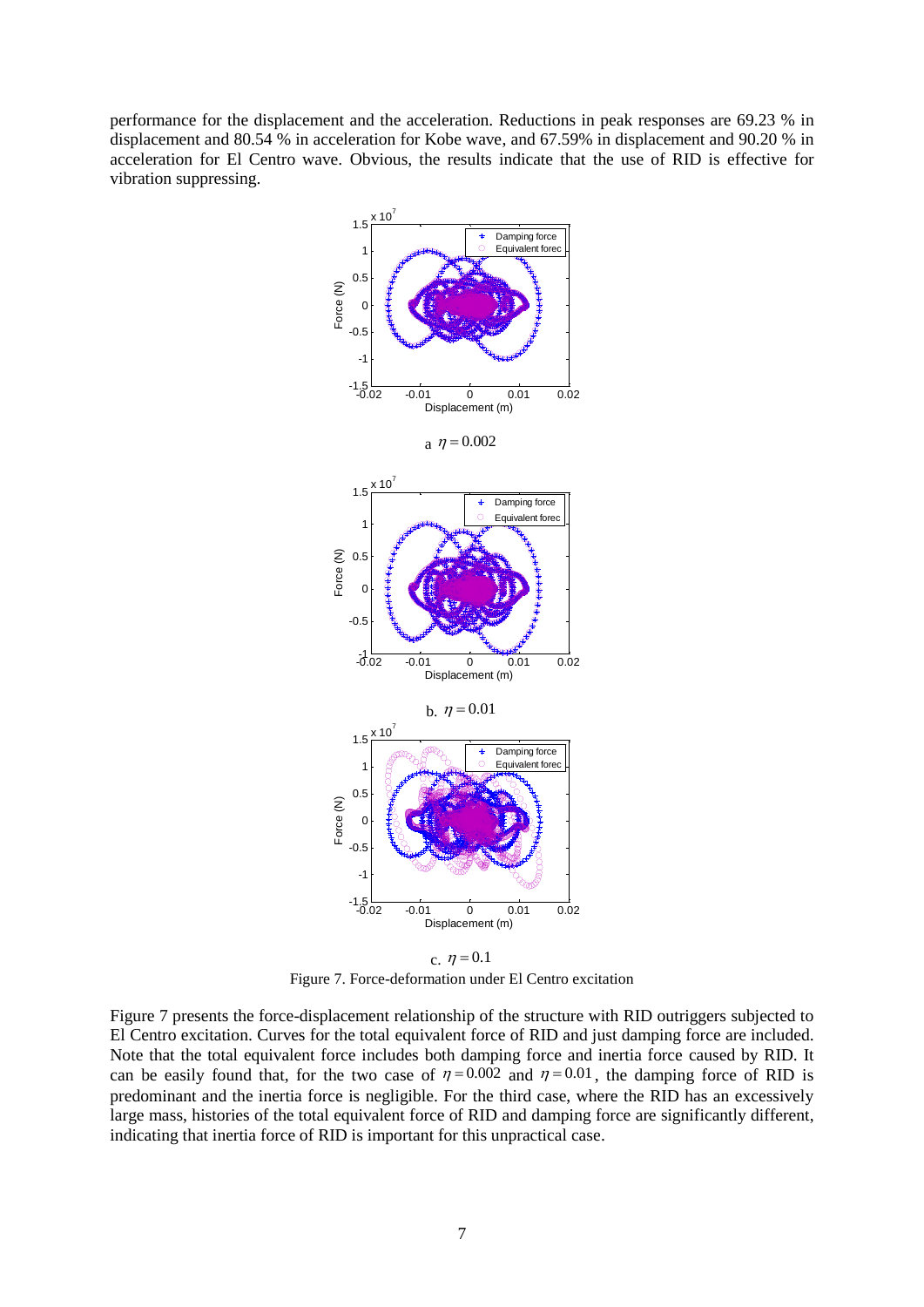performance for the displacement and the acceleration. Reductions in peak responses are 69.23 % in displacement and 80.54 % in acceleration for Kobe wave, and 67.59% in displacement and 90.20 % in acceleration for El Centro wave. Obvious, the results indicate that the use of RID is effective for vibration suppressing.

a $\eta = 0.002$

b. $\eta = 0.01$

c. $\eta = 0.1$

Figure 7. Force-deformation under El Centro excitation

Figure 7 presents the force-displacement relationship of the structure with RID outriggers subjected to El Centro excitation. Curves for the total equivalent force of RID and just damping force are included. Note that the total equivalent force includes both damping force and inertia force caused by RID. It can be easily found that, for the two case of $\eta = 0.002$ and $\eta = 0.01$, the damping force of RID is predominant and the inertia force is negligible. For the third case, where the RID has an excessively large mass, histories of the total equivalent force of RID and damping force are significantly different, indicating that inertia force of RID is important for this unpractical case.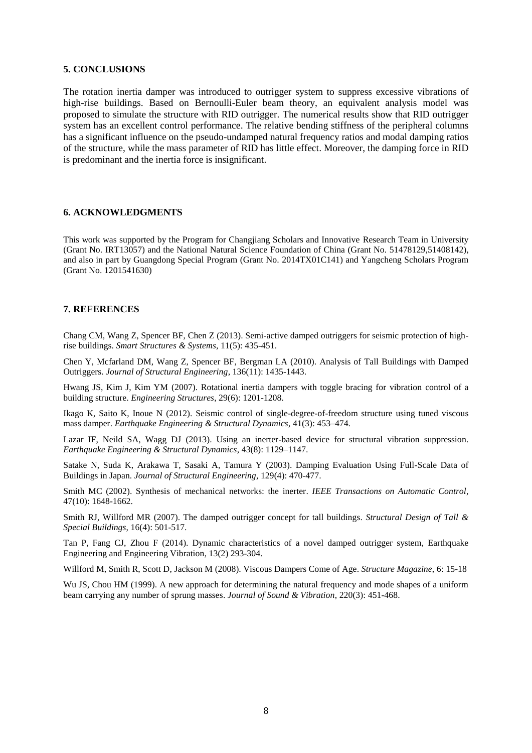## 5. CONCLUSIONS

The rotation inertia damper was introduced to outrigger system to suppress excessive vibrations of high-rise buildings. Based on Bernoulli-Euler beam theory, an equivalent analysis model was proposed to simulate the structure with RID outrigger. The numerical results show that RID outrigger system has an excellent control performance. The relative bending stiffness of the peripheral columns has a significant influence on the pseudo-undamped natural frequency ratios and modal damping ratios of the structure, while the mass parameter of RID has little effect. Moreover, the damping force in RID is predominant and the inertia force is insignificant.

## 6. ACKNOWLEDGMENTS

This work was supported by the Program for Changjiang Scholars and Innovative Research Team in University (Grant No. IRT13057) and the National Natural Science Foundation of China (Grant No. 51478129,51408142), and also in part by Guangdong Special Program (Grant No. 2014TX01C141) and Yangcheng Scholars Program (Grant No. 1201541630)

## 7. REFERENCES

Chang CM, Wang Z, Spencer BF, Chen Z (2013). Semi-active damped outriggers for seismic protection of high-rise buildings. *Smart Structures & Systems*, 11(5): 435-451.

Chen Y, Mcfarland DM, Wang Z, Spencer BF, Bergman LA (2010). Analysis of Tall Buildings with Damped Outriggers. *Journal of Structural Engineering*, 136(11): 1435-1443.

Hwang JS, Kim J, Kim YM (2007). Rotational inertia dampers with toggle bracing for vibration control of a building structure. *Engineering Structures*, 29(6): 1201-1208.

Ikago K, Saito K, Inoue N (2012). Seismic control of single-degree-of-freedom structure using tuned viscous mass damper. *Earthquake Engineering & Structural Dynamics*, 41(3): 453–474.

Lazar IF, Neild SA, Wagg DJ (2013). Using an inerter-based device for structural vibration suppression. *Earthquake Engineering & Structural Dynamics*, 43(8): 1129–1147.

Satake N, Suda K, Arakawa T, Sasaki A, Tamura Y (2003). Damping Evaluation Using Full-Scale Data of Buildings in Japan. *Journal of Structural Engineering*, 129(4): 470-477.

Smith MC (2002). Synthesis of mechanical networks: the inerter. *IEEE Transactions on Automatic Control*, 47(10): 1648-1662.

Smith RJ, Willford MR (2007). The damped outrigger concept for tall buildings. *Structural Design of Tall & Special Buildings*, 16(4): 501-517.

Tan P, Fang CJ, Zhou F (2014). Dynamic characteristics of a novel damped outrigger system, Earthquake Engineering and Engineering Vibration, 13(2) 293-304.

Willford M, Smith R, Scott D, Jackson M (2008). Viscous Dampers Come of Age. *Structure Magazine*, 6: 15-18

Wu JS, Chou HM (1999). A new approach for determining the natural frequency and mode shapes of a uniform beam carrying any number of sprung masses. *Journal of Sound & Vibration*, 220(3): 451-468.